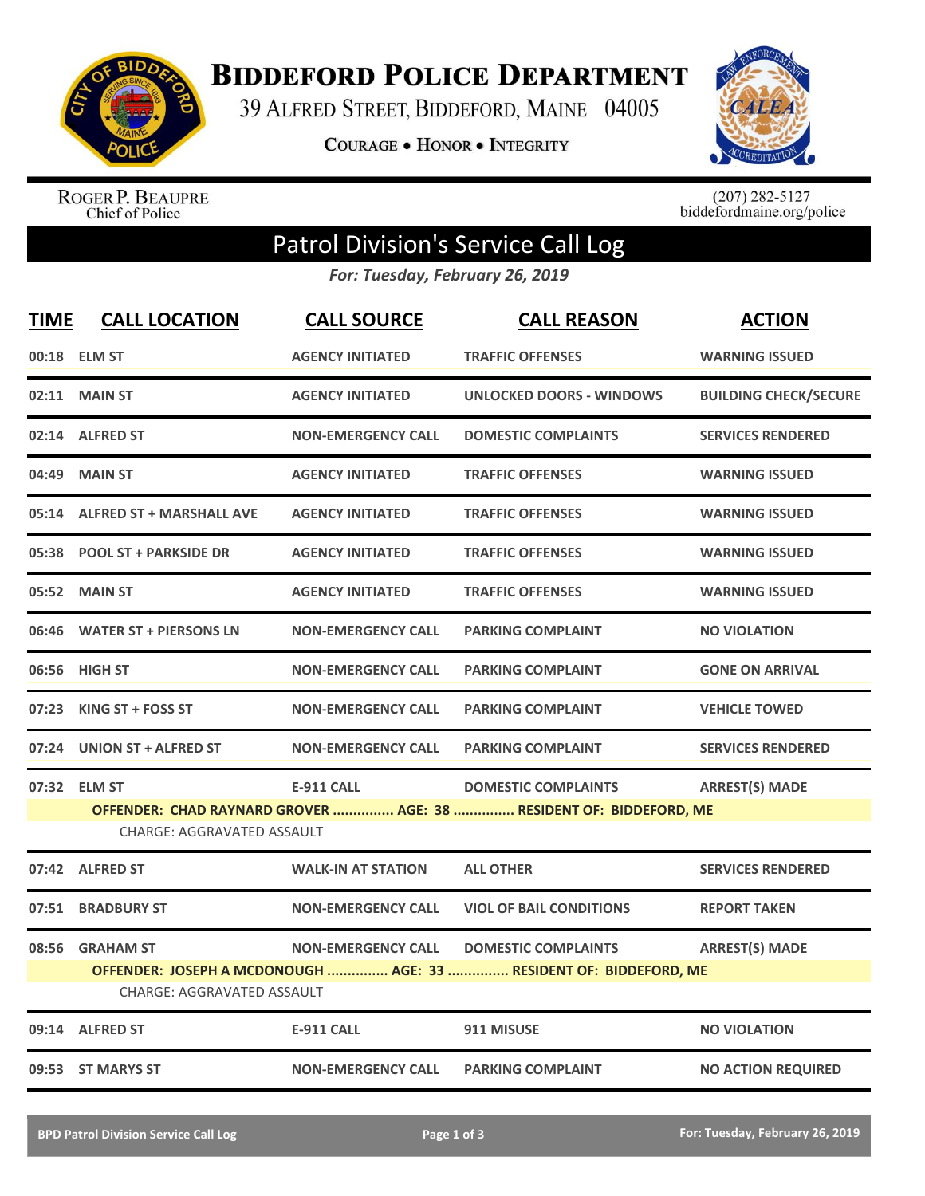# BIDDEFORD POLICE DEPARTMENT

39 ALFRED STREET, BIDDEFORD, MAINE 04005

COURAGE • HONOR • INTEGRITY

ROGER P. BEAUPRE
Chief of Police

(207) 282-5127
biddefordmaine.org/police

## Patrol Division's Service Call Log

*For: Tuesday, February 26, 2019*

| TIME | CALL LOCATION | CALL SOURCE | CALL REASON | ACTION |
|---|---|---|---|---|
| 00:18 | ELM ST | AGENCY INITIATED | TRAFFIC OFFENSES | WARNING ISSUED |
| 02:11 | MAIN ST | AGENCY INITIATED | UNLOCKED DOORS - WINDOWS | BUILDING CHECK/SECURE |
| 02:14 | ALFRED ST | NON-EMERGENCY CALL | DOMESTIC COMPLAINTS | SERVICES RENDERED |
| 04:49 | MAIN ST | AGENCY INITIATED | TRAFFIC OFFENSES | WARNING ISSUED |
| 05:14 | ALFRED ST + MARSHALL AVE | AGENCY INITIATED | TRAFFIC OFFENSES | WARNING ISSUED |
| 05:38 | POOL ST + PARKSIDE DR | AGENCY INITIATED | TRAFFIC OFFENSES | WARNING ISSUED |
| 05:52 | MAIN ST | AGENCY INITIATED | TRAFFIC OFFENSES | WARNING ISSUED |
| 06:46 | WATER ST + PIERSONS LN | NON-EMERGENCY CALL | PARKING COMPLAINT | NO VIOLATION |
| 06:56 | HIGH ST | NON-EMERGENCY CALL | PARKING COMPLAINT | GONE ON ARRIVAL |
| 07:23 | KING ST + FOSS ST | NON-EMERGENCY CALL | PARKING COMPLAINT | VEHICLE TOWED |
| 07:24 | UNION ST + ALFRED ST | NON-EMERGENCY CALL | PARKING COMPLAINT | SERVICES RENDERED |
| 07:32 | ELM ST | E-911 CALL | DOMESTIC COMPLAINTS | ARREST(S) MADE |
| | OFFENDER: CHAD RAYNARD GROVER ............... AGE: 38 ............... RESIDENT OF: BIDDEFORD, ME | | | |
| | CHARGE: AGGRAVATED ASSAULT | | | |
| 07:42 | ALFRED ST | WALK-IN AT STATION | ALL OTHER | SERVICES RENDERED |
| 07:51 | BRADBURY ST | NON-EMERGENCY CALL | VIOL OF BAIL CONDITIONS | REPORT TAKEN |
| 08:56 | GRAHAM ST | NON-EMERGENCY CALL | DOMESTIC COMPLAINTS | ARREST(S) MADE |
| | OFFENDER: JOSEPH A MCDONOUGH ............... AGE: 33 ............... RESIDENT OF: BIDDEFORD, ME | | | |
| | CHARGE: AGGRAVATED ASSAULT | | | |
| 09:14 | ALFRED ST | E-911 CALL | 911 MISUSE | NO VIOLATION |
| 09:53 | ST MARYS ST | NON-EMERGENCY CALL | PARKING COMPLAINT | NO ACTION REQUIRED |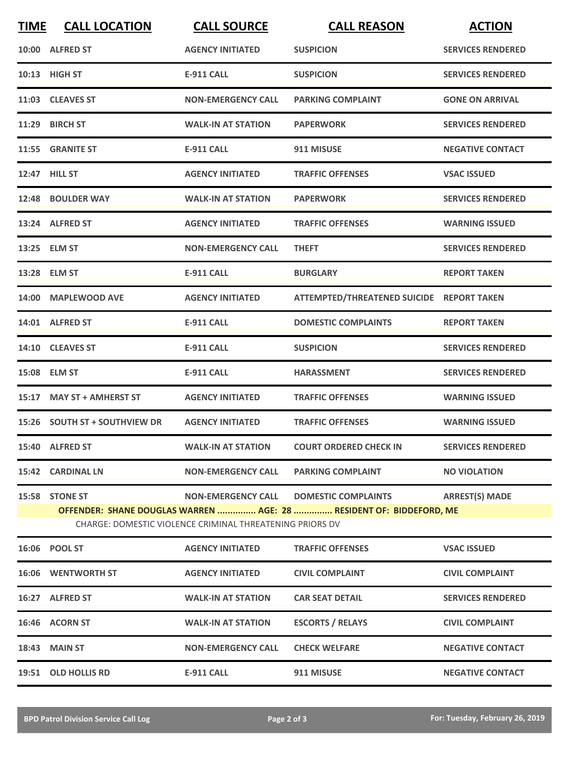| TIME | CALL LOCATION | CALL SOURCE | CALL REASON | ACTION |
|---|---|---|---|---|
| 10:00 | ALFRED ST | AGENCY INITIATED | SUSPICION | SERVICES RENDERED |
| 10:13 | HIGH ST | E-911 CALL | SUSPICION | SERVICES RENDERED |
| 11:03 | CLEAVES ST | NON-EMERGENCY CALL | PARKING COMPLAINT | GONE ON ARRIVAL |
| 11:29 | BIRCH ST | WALK-IN AT STATION | PAPERWORK | SERVICES RENDERED |
| 11:55 | GRANITE ST | E-911 CALL | 911 MISUSE | NEGATIVE CONTACT |
| 12:47 | HILL ST | AGENCY INITIATED | TRAFFIC OFFENSES | VSAC ISSUED |
| 12:48 | BOULDER WAY | WALK-IN AT STATION | PAPERWORK | SERVICES RENDERED |
| 13:24 | ALFRED ST | AGENCY INITIATED | TRAFFIC OFFENSES | WARNING ISSUED |
| 13:25 | ELM ST | NON-EMERGENCY CALL | THEFT | SERVICES RENDERED |
| 13:28 | ELM ST | E-911 CALL | BURGLARY | REPORT TAKEN |
| 14:00 | MAPLEWOOD AVE | AGENCY INITIATED | ATTEMPTED/THREATENED SUICIDE | REPORT TAKEN |
| 14:01 | ALFRED ST | E-911 CALL | DOMESTIC COMPLAINTS | REPORT TAKEN |
| 14:10 | CLEAVES ST | E-911 CALL | SUSPICION | SERVICES RENDERED |
| 15:08 | ELM ST | E-911 CALL | HARASSMENT | SERVICES RENDERED |
| 15:17 | MAY ST + AMHERST ST | AGENCY INITIATED | TRAFFIC OFFENSES | WARNING ISSUED |
| 15:26 | SOUTH ST + SOUTHVIEW DR | AGENCY INITIATED | TRAFFIC OFFENSES | WARNING ISSUED |
| 15:40 | ALFRED ST | WALK-IN AT STATION | COURT ORDERED CHECK IN | SERVICES RENDERED |
| 15:42 | CARDINAL LN | NON-EMERGENCY CALL | PARKING COMPLAINT | NO VIOLATION |
| 15:58 | STONE ST | NON-EMERGENCY CALL | DOMESTIC COMPLAINTS | ARREST(S) MADE |
| | **OFFENDER: SHANE DOUGLAS WARREN ............... AGE: 28 ............... RESIDENT OF: BIDDEFORD, ME** | | | |
| | CHARGE: DOMESTIC VIOLENCE CRIMINAL THREATENING PRIORS DV | | | |
| 16:06 | POOL ST | AGENCY INITIATED | TRAFFIC OFFENSES | VSAC ISSUED |
| 16:06 | WENTWORTH ST | AGENCY INITIATED | CIVIL COMPLAINT | CIVIL COMPLAINT |
| 16:27 | ALFRED ST | WALK-IN AT STATION | CAR SEAT DETAIL | SERVICES RENDERED |
| 16:46 | ACORN ST | WALK-IN AT STATION | ESCORTS / RELAYS | CIVIL COMPLAINT |
| 18:43 | MAIN ST | NON-EMERGENCY CALL | CHECK WELFARE | NEGATIVE CONTACT |
| 19:51 | OLD HOLLIS RD | E-911 CALL | 911 MISUSE | NEGATIVE CONTACT |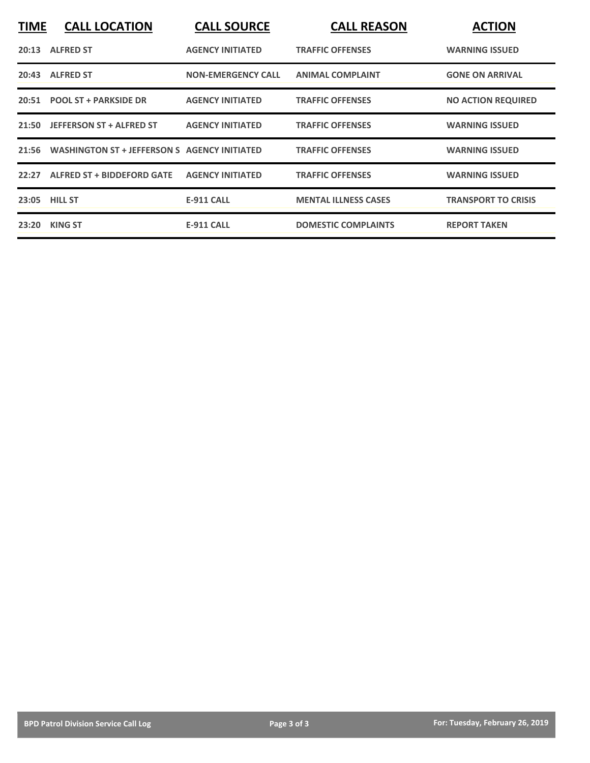| TIME | CALL LOCATION | CALL SOURCE | CALL REASON | ACTION |
|---|---|---|---|---|
| 20:13 | ALFRED ST | AGENCY INITIATED | TRAFFIC OFFENSES | WARNING ISSUED |
| 20:43 | ALFRED ST | NON-EMERGENCY CALL | ANIMAL COMPLAINT | GONE ON ARRIVAL |
| 20:51 | POOL ST + PARKSIDE DR | AGENCY INITIATED | TRAFFIC OFFENSES | NO ACTION REQUIRED |
| 21:50 | JEFFERSON ST + ALFRED ST | AGENCY INITIATED | TRAFFIC OFFENSES | WARNING ISSUED |
| 21:56 | WASHINGTON ST + JEFFERSON S | AGENCY INITIATED | TRAFFIC OFFENSES | WARNING ISSUED |
| 22:27 | ALFRED ST + BIDDEFORD GATE | AGENCY INITIATED | TRAFFIC OFFENSES | WARNING ISSUED |
| 23:05 | HILL ST | E-911 CALL | MENTAL ILLNESS CASES | TRANSPORT TO CRISIS |
| 23:20 | KING ST | E-911 CALL | DOMESTIC COMPLAINTS | REPORT TAKEN |